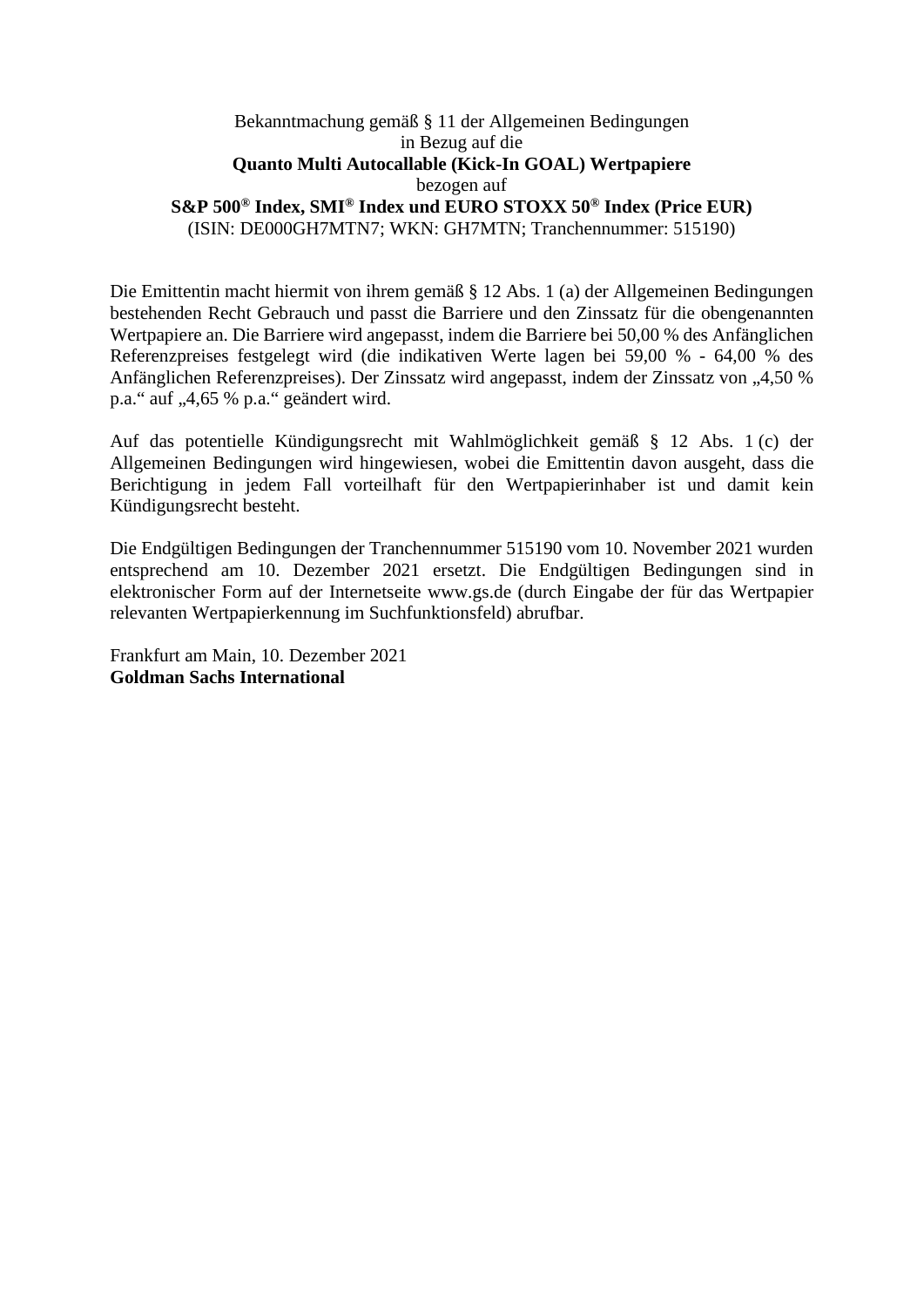Bekanntmachung gemäß § 11 der Allgemeinen Bedingungen
in Bezug auf die
**Quanto Multi Autocallable (Kick-In GOAL) Wertpapiere**
bezogen auf
**S&P 500® Index, SMI® Index und EURO STOXX 50® Index (Price EUR)**
(ISIN: DE000GH7MTN7; WKN: GH7MTN; Tranchennummer: 515190)

Die Emittentin macht hiermit von ihrem gemäß § 12 Abs. 1 (a) der Allgemeinen Bedingungen bestehenden Recht Gebrauch und passt die Barriere und den Zinssatz für die obengenannten Wertpapiere an. Die Barriere wird angepasst, indem die Barriere bei 50,00 % des Anfänglichen Referenzpreises festgelegt wird (die indikativen Werte lagen bei 59,00 % - 64,00 % des Anfänglichen Referenzpreises). Der Zinssatz wird angepasst, indem der Zinssatz von „4,50 % p.a.“ auf „4,65 % p.a.“ geändert wird.

Auf das potentielle Kündigungsrecht mit Wahlmöglichkeit gemäß § 12 Abs. 1 (c) der Allgemeinen Bedingungen wird hingewiesen, wobei die Emittentin davon ausgeht, dass die Berichtigung in jedem Fall vorteilhaft für den Wertpapierinhaber ist und damit kein Kündigungsrecht besteht.

Die Endgültigen Bedingungen der Tranchennummer 515190 vom 10. November 2021 wurden entsprechend am 10. Dezember 2021 ersetzt. Die Endgültigen Bedingungen sind in elektronischer Form auf der Internetseite www.gs.de (durch Eingabe der für das Wertpapier relevanten Wertpapierkennung im Suchfunktionsfeld) abrufbar.

Frankfurt am Main, 10. Dezember 2021
**Goldman Sachs International**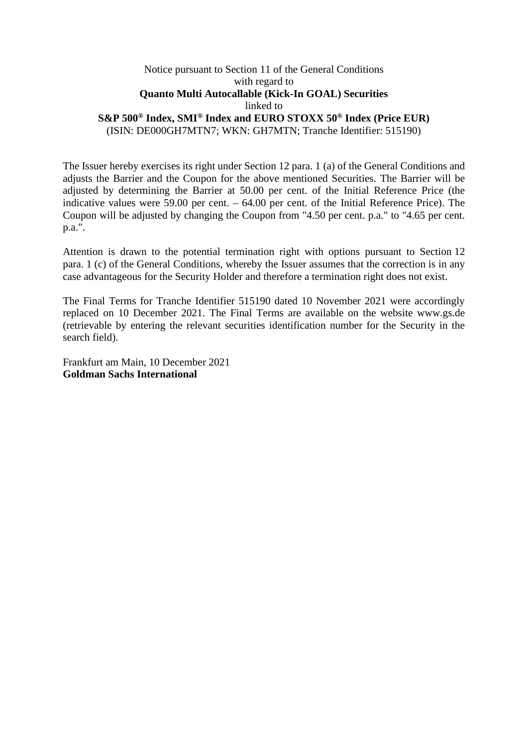Notice pursuant to Section 11 of the General Conditions
with regard to
**Quanto Multi Autocallable (Kick-In GOAL) Securities**
linked to
**S&P 500® Index, SMI® Index and EURO STOXX 50® Index (Price EUR)**
(ISIN: DE000GH7MTN7; WKN: GH7MTN; Tranche Identifier: 515190)

The Issuer hereby exercises its right under Section 12 para. 1 (a) of the General Conditions and adjusts the Barrier and the Coupon for the above mentioned Securities. The Barrier will be adjusted by determining the Barrier at 50.00 per cent. of the Initial Reference Price (the indicative values were 59.00 per cent. – 64.00 per cent. of the Initial Reference Price). The Coupon will be adjusted by changing the Coupon from "4.50 per cent. p.a." to "4.65 per cent. p.a.".

Attention is drawn to the potential termination right with options pursuant to Section 12 para. 1 (c) of the General Conditions, whereby the Issuer assumes that the correction is in any case advantageous for the Security Holder and therefore a termination right does not exist.

The Final Terms for Tranche Identifier 515190 dated 10 November 2021 were accordingly replaced on 10 December 2021. The Final Terms are available on the website www.gs.de (retrievable by entering the relevant securities identification number for the Security in the search field).

Frankfurt am Main, 10 December 2021
**Goldman Sachs International**